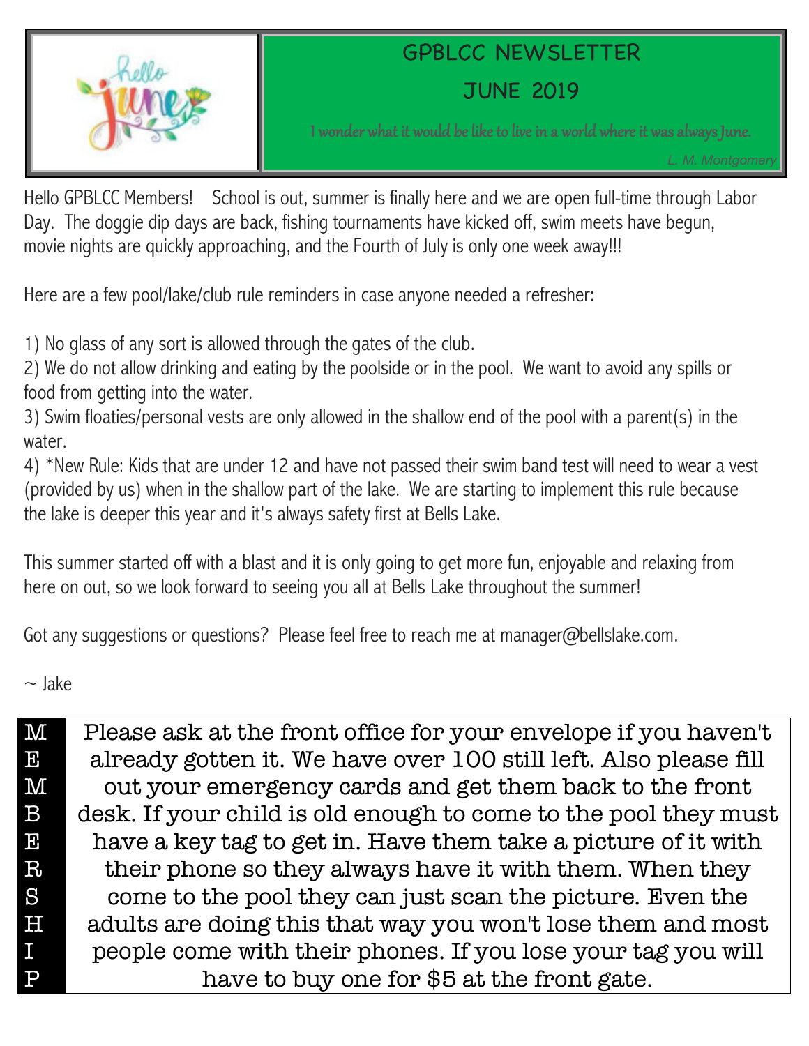# GPBLCC NEWSLETTER

## JUNE 2019

*I wonder what it would be like to live in a world where it was always June.*

*L. M. Montgomery*

Hello GPBLCC Members! School is out, summer is finally here and we are open full-time through Labor Day. The doggie dip days are back, fishing tournaments have kicked off, swim meets have begun, movie nights are quickly approaching, and the Fourth of July is only one week away!!!

Here are a few pool/lake/club rule reminders in case anyone needed a refresher:

1) No glass of any sort is allowed through the gates of the club.
2) We do not allow drinking and eating by the poolside or in the pool. We want to avoid any spills or food from getting into the water.
3) Swim floaties/personal vests are only allowed in the shallow end of the pool with a parent(s) in the water.
4) *New Rule: Kids that are under 12 and have not passed their swim band test will need to wear a vest (provided by us) when in the shallow part of the lake. We are starting to implement this rule because the lake is deeper this year and it's always safety first at Bells Lake.

This summer started off with a blast and it is only going to get more fun, enjoyable and relaxing from here on out, so we look forward to seeing you all at Bells Lake throughout the summer!

Got any suggestions or questions? Please feel free to reach me at manager@bellslake.com.

~ Jake

## MEMBERSHIP

Please ask at the front office for your envelope if you haven't already gotten it. We have over 100 still left. Also please fill out your emergency cards and get them back to the front desk. If your child is old enough to come to the pool they must have a key tag to get in. Have them take a picture of it with their phone so they always have it with them. When they come to the pool they can just scan the picture. Even the adults are doing this that way you won't lose them and most people come with their phones. If you lose your tag you will have to buy one for $5 at the front gate.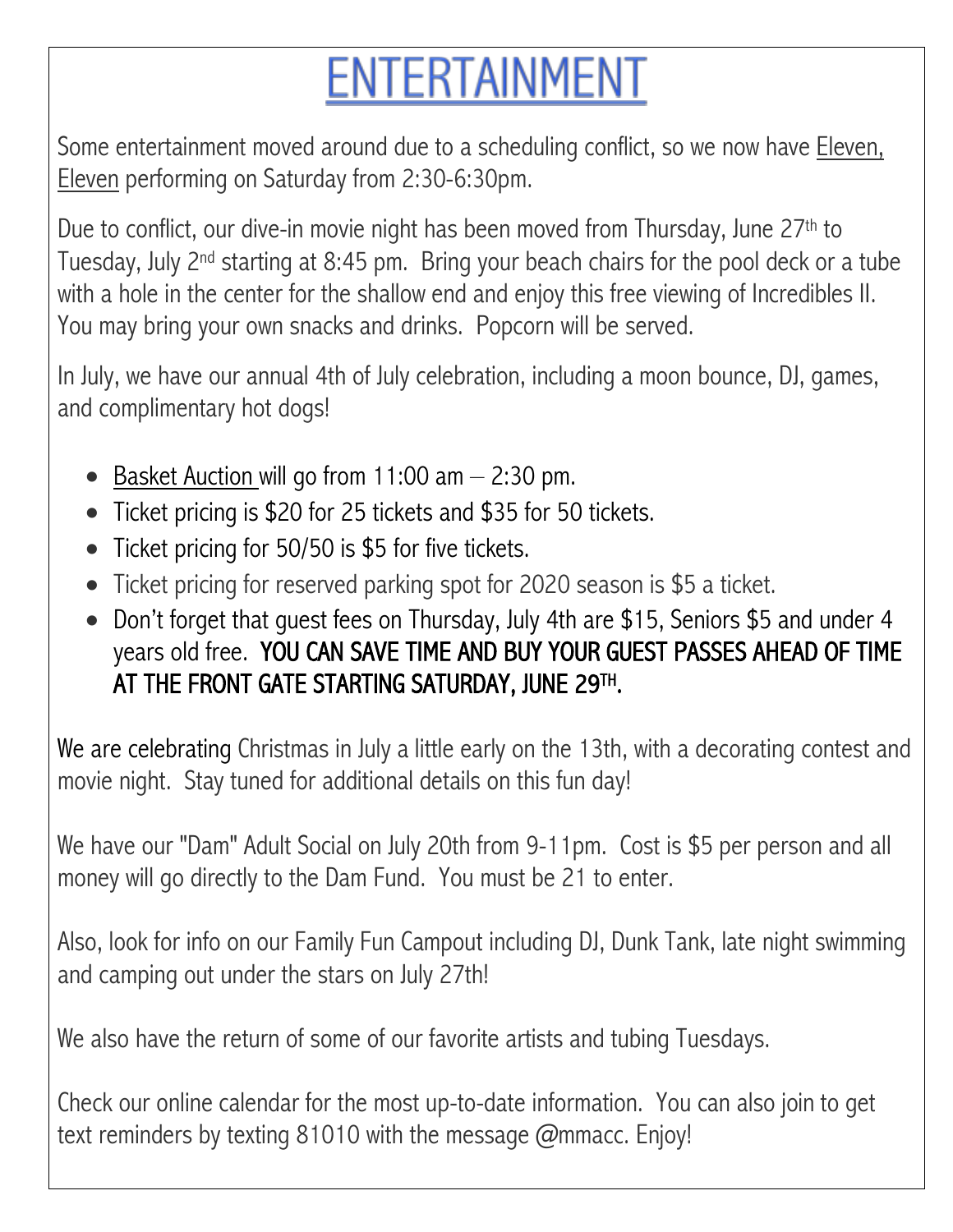# ENTERTAINMENT

Some entertainment moved around due to a scheduling conflict, so we now have Eleven, Eleven performing on Saturday from 2:30-6:30pm.

Due to conflict, our dive-in movie night has been moved from Thursday, June 27th to Tuesday, July 2nd starting at 8:45 pm. Bring your beach chairs for the pool deck or a tube with a hole in the center for the shallow end and enjoy this free viewing of Incredibles II. You may bring your own snacks and drinks. Popcorn will be served.

In July, we have our annual 4th of July celebration, including a moon bounce, DJ, games, and complimentary hot dogs!

- Basket Auction will go from 11:00 am – 2:30 pm.
- Ticket pricing is $20 for 25 tickets and $35 for 50 tickets.
- Ticket pricing for 50/50 is $5 for five tickets.
- Ticket pricing for reserved parking spot for 2020 season is $5 a ticket.
- Don't forget that guest fees on Thursday, July 4th are $15, Seniors $5 and under 4 years old free. YOU CAN SAVE TIME AND BUY YOUR GUEST PASSES AHEAD OF TIME AT THE FRONT GATE STARTING SATURDAY, JUNE 29TH.

We are celebrating Christmas in July a little early on the 13th, with a decorating contest and movie night. Stay tuned for additional details on this fun day!

We have our "Dam" Adult Social on July 20th from 9-11pm. Cost is $5 per person and all money will go directly to the Dam Fund. You must be 21 to enter.

Also, look for info on our Family Fun Campout including DJ, Dunk Tank, late night swimming and camping out under the stars on July 27th!

We also have the return of some of our favorite artists and tubing Tuesdays.

Check our online calendar for the most up-to-date information. You can also join to get text reminders by texting 81010 with the message @mmacc. Enjoy!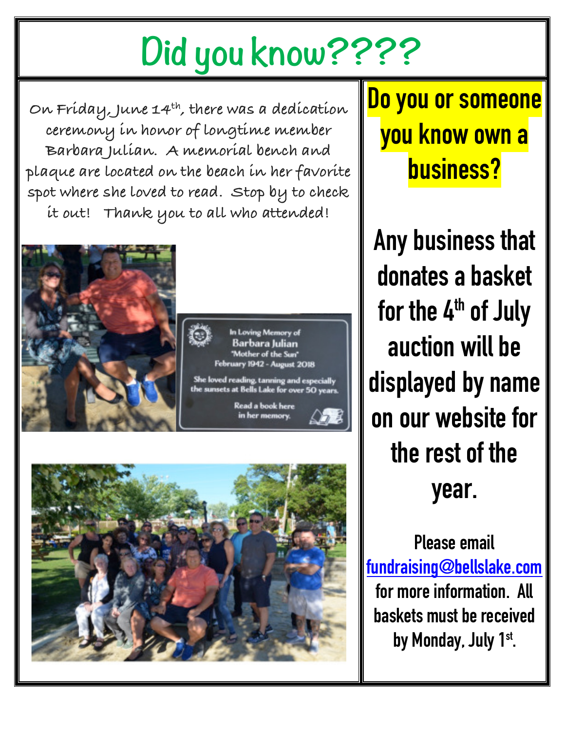# Did you know????

On Friday, June 14th, there was a dedication ceremony in honor of longtime member Barbara Julian. A memorial bench and plaque are located on the beach in her favorite spot where she loved to read. Stop by to check it out! Thank you to all who attended!

In Loving Memory of
Barbara Julian
"Mother of the Sun"
February 1942 - August 2018

She loved reading, tanning and especially the sunsets at Bells Lake for over 50 years.

Read a book here in her memory.

## Do you or someone you know own a business?

**Any business that donates a basket for the 4th of July auction will be displayed by name on our website for the rest of the year.**

Please email fundraising@bellslake.com for more information. All baskets must be received by Monday, July 1st.